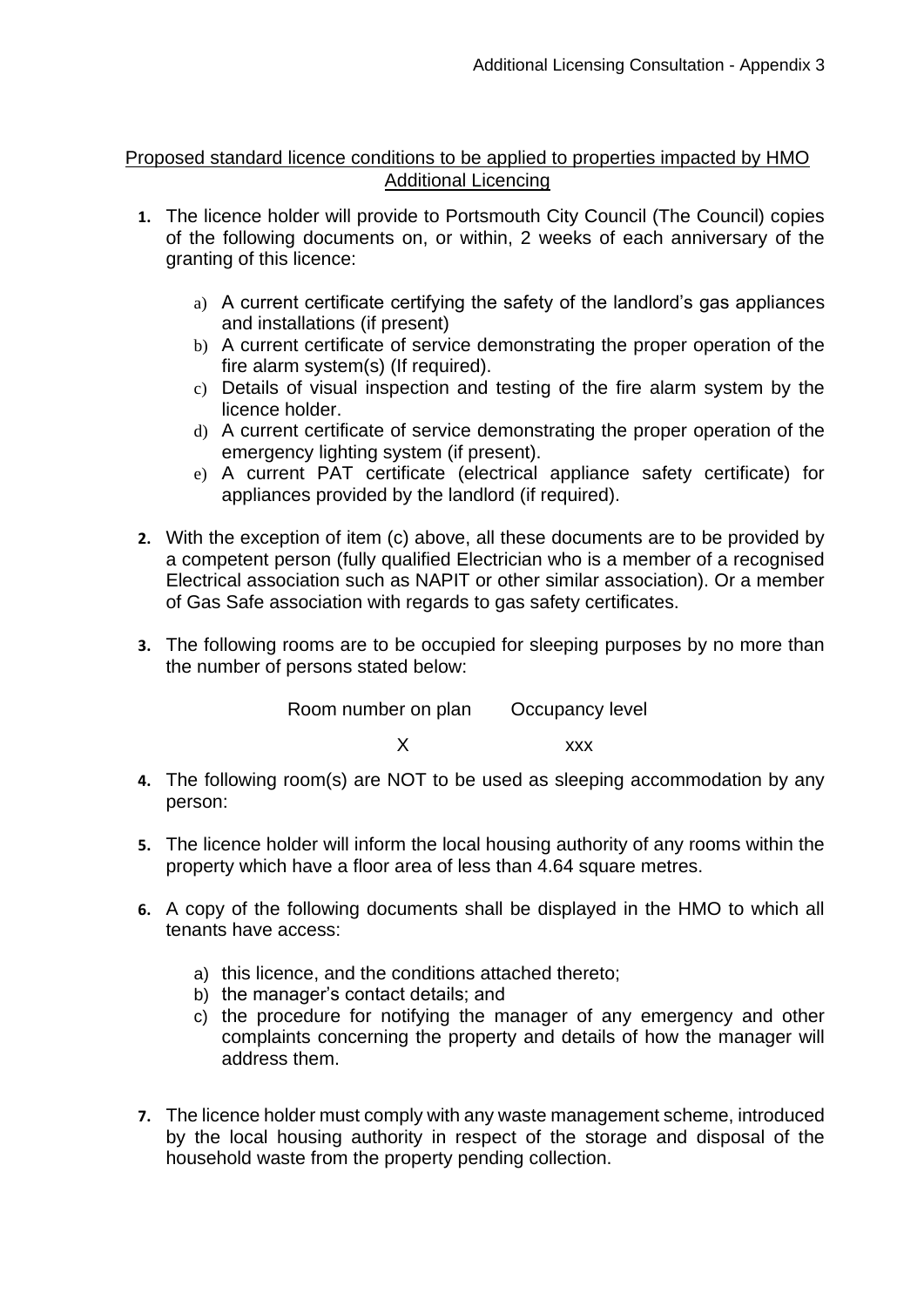Proposed standard licence conditions to be applied to properties impacted by HMO Additional Licencing

1. The licence holder will provide to Portsmouth City Council (The Council) copies of the following documents on, or within, 2 weeks of each anniversary of the granting of this licence:

   a) A current certificate certifying the safety of the landlord's gas appliances and installations (if present)
   b) A current certificate of service demonstrating the proper operation of the fire alarm system(s) (If required).
   c) Details of visual inspection and testing of the fire alarm system by the licence holder.
   d) A current certificate of service demonstrating the proper operation of the emergency lighting system (if present).
   e) A current PAT certificate (electrical appliance safety certificate) for appliances provided by the landlord (if required).

2. With the exception of item (c) above, all these documents are to be provided by a competent person (fully qualified Electrician who is a member of a recognised Electrical association such as NAPIT or other similar association). Or a member of Gas Safe association with regards to gas safety certificates.

3. The following rooms are to be occupied for sleeping purposes by no more than the number of persons stated below:

| Room number on plan | Occupancy level |
| --- | --- |
| X | xxx |

4. The following room(s) are NOT to be used as sleeping accommodation by any person:

5. The licence holder will inform the local housing authority of any rooms within the property which have a floor area of less than 4.64 square metres.

6. A copy of the following documents shall be displayed in the HMO to which all tenants have access:

   a) this licence, and the conditions attached thereto;
   b) the manager's contact details; and
   c) the procedure for notifying the manager of any emergency and other complaints concerning the property and details of how the manager will address them.

7. The licence holder must comply with any waste management scheme, introduced by the local housing authority in respect of the storage and disposal of the household waste from the property pending collection.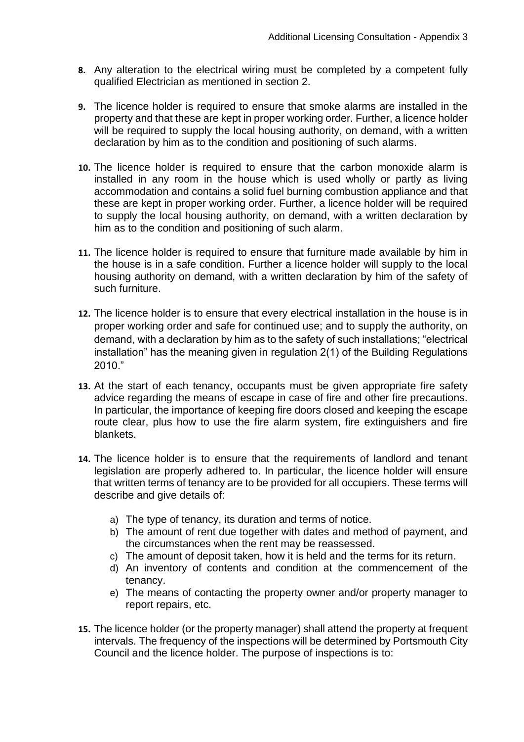8. Any alteration to the electrical wiring must be completed by a competent fully qualified Electrician as mentioned in section 2.

9. The licence holder is required to ensure that smoke alarms are installed in the property and that these are kept in proper working order. Further, a licence holder will be required to supply the local housing authority, on demand, with a written declaration by him as to the condition and positioning of such alarms.

10. The licence holder is required to ensure that the carbon monoxide alarm is installed in any room in the house which is used wholly or partly as living accommodation and contains a solid fuel burning combustion appliance and that these are kept in proper working order. Further, a licence holder will be required to supply the local housing authority, on demand, with a written declaration by him as to the condition and positioning of such alarm.

11. The licence holder is required to ensure that furniture made available by him in the house is in a safe condition. Further a licence holder will supply to the local housing authority on demand, with a written declaration by him of the safety of such furniture.

12. The licence holder is to ensure that every electrical installation in the house is in proper working order and safe for continued use; and to supply the authority, on demand, with a declaration by him as to the safety of such installations; "electrical installation" has the meaning given in regulation 2(1) of the Building Regulations 2010."

13. At the start of each tenancy, occupants must be given appropriate fire safety advice regarding the means of escape in case of fire and other fire precautions. In particular, the importance of keeping fire doors closed and keeping the escape route clear, plus how to use the fire alarm system, fire extinguishers and fire blankets.

14. The licence holder is to ensure that the requirements of landlord and tenant legislation are properly adhered to. In particular, the licence holder will ensure that written terms of tenancy are to be provided for all occupiers. These terms will describe and give details of:

    a) The type of tenancy, its duration and terms of notice.
    b) The amount of rent due together with dates and method of payment, and the circumstances when the rent may be reassessed.
    c) The amount of deposit taken, how it is held and the terms for its return.
    d) An inventory of contents and condition at the commencement of the tenancy.
    e) The means of contacting the property owner and/or property manager to report repairs, etc.

15. The licence holder (or the property manager) shall attend the property at frequent intervals. The frequency of the inspections will be determined by Portsmouth City Council and the licence holder. The purpose of inspections is to: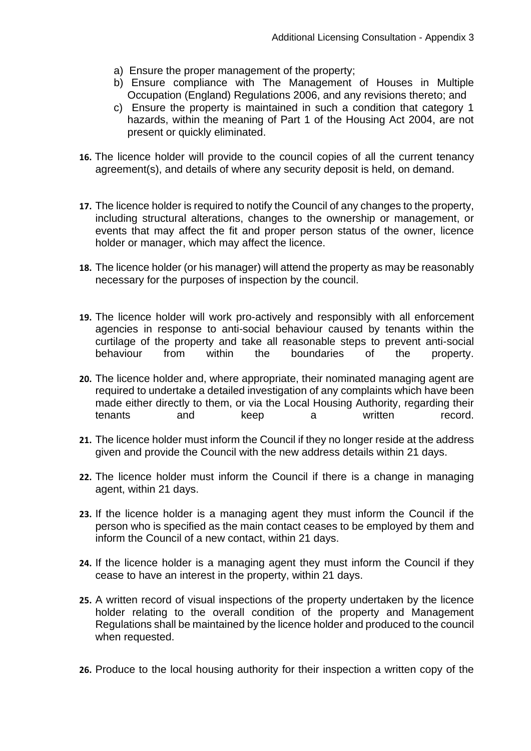a) Ensure the proper management of the property;
b) Ensure compliance with The Management of Houses in Multiple Occupation (England) Regulations 2006, and any revisions thereto; and
c) Ensure the property is maintained in such a condition that category 1 hazards, within the meaning of Part 1 of the Housing Act 2004, are not present or quickly eliminated.

16. The licence holder will provide to the council copies of all the current tenancy agreement(s), and details of where any security deposit is held, on demand.

17. The licence holder is required to notify the Council of any changes to the property, including structural alterations, changes to the ownership or management, or events that may affect the fit and proper person status of the owner, licence holder or manager, which may affect the licence.

18. The licence holder (or his manager) will attend the property as may be reasonably necessary for the purposes of inspection by the council.

19. The licence holder will work pro-actively and responsibly with all enforcement agencies in response to anti-social behaviour caused by tenants within the curtilage of the property and take all reasonable steps to prevent anti-social behaviour from within the boundaries of the property.

20. The licence holder and, where appropriate, their nominated managing agent are required to undertake a detailed investigation of any complaints which have been made either directly to them, or via the Local Housing Authority, regarding their tenants and keep a written record.

21. The licence holder must inform the Council if they no longer reside at the address given and provide the Council with the new address details within 21 days.

22. The licence holder must inform the Council if there is a change in managing agent, within 21 days.

23. If the licence holder is a managing agent they must inform the Council if the person who is specified as the main contact ceases to be employed by them and inform the Council of a new contact, within 21 days.

24. If the licence holder is a managing agent they must inform the Council if they cease to have an interest in the property, within 21 days.

25. A written record of visual inspections of the property undertaken by the licence holder relating to the overall condition of the property and Management Regulations shall be maintained by the licence holder and produced to the council when requested.

26. Produce to the local housing authority for their inspection a written copy of the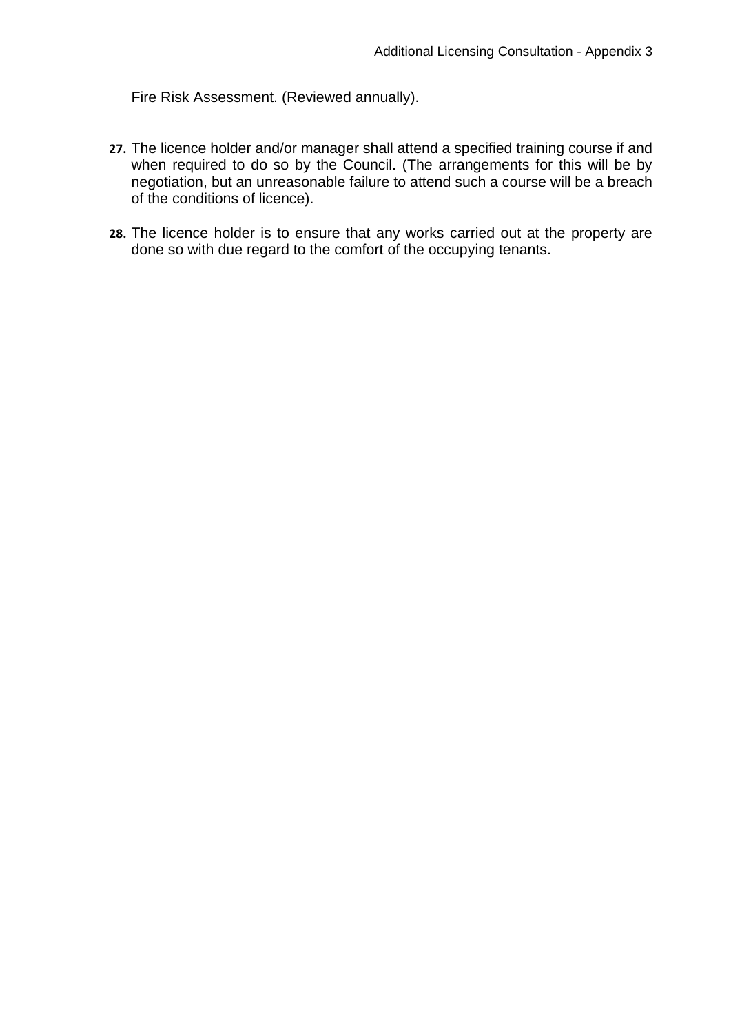Fire Risk Assessment. (Reviewed annually).

27. The licence holder and/or manager shall attend a specified training course if and when required to do so by the Council. (The arrangements for this will be by negotiation, but an unreasonable failure to attend such a course will be a breach of the conditions of licence).

28. The licence holder is to ensure that any works carried out at the property are done so with due regard to the comfort of the occupying tenants.